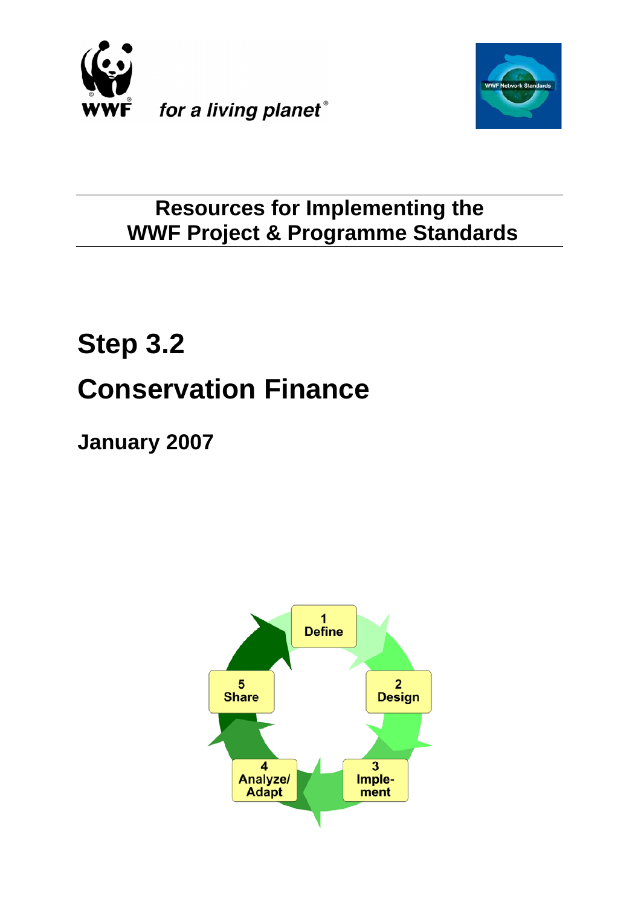WWF *for a living planet*®

WWF Network Standards

# Resources for Implementing the WWF Project & Programme Standards

# Step 3.2

# Conservation Finance

## January 2007

1 Define

2 Design

3 Imple-ment

4 Analyze/ Adapt

5 Share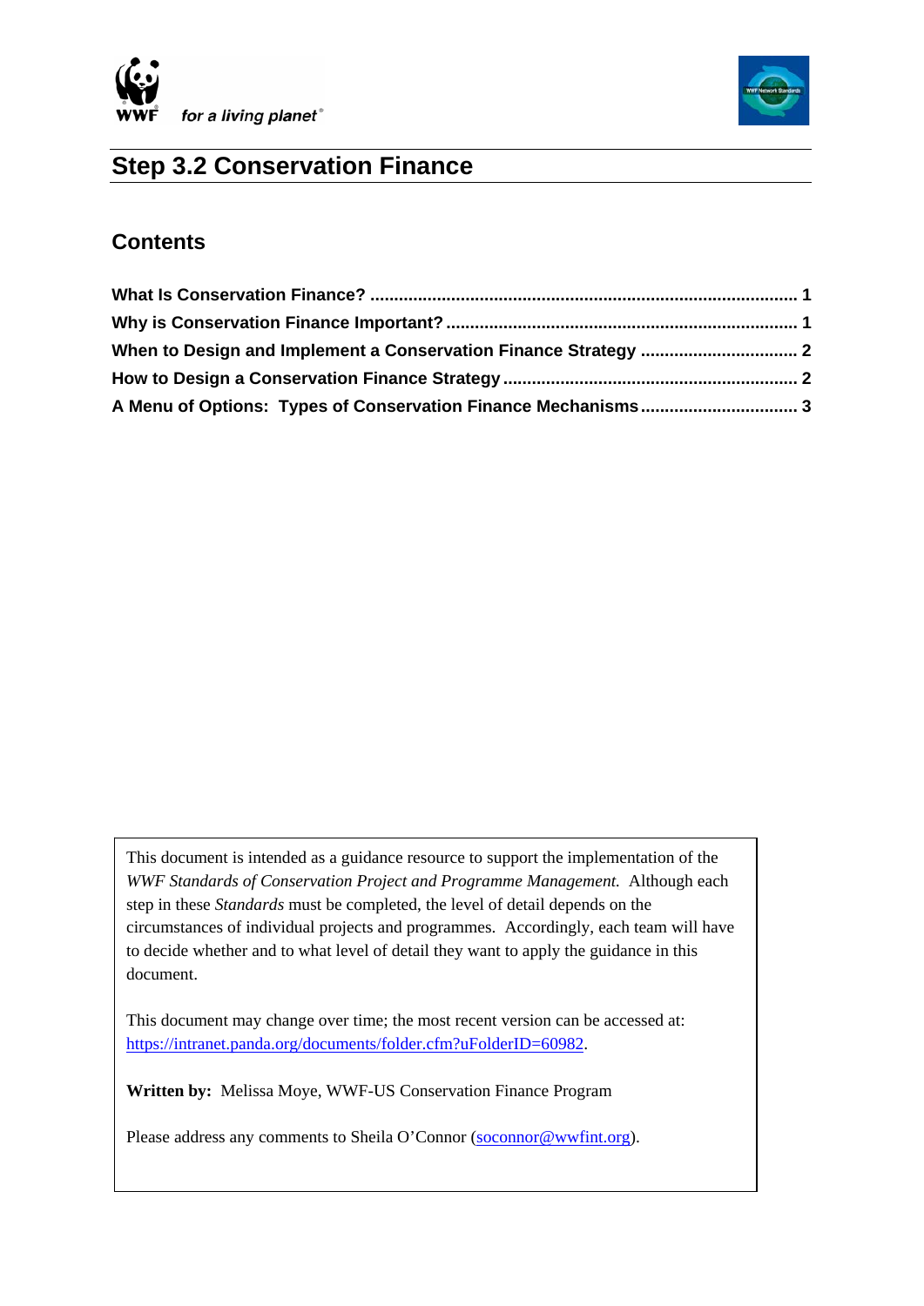# Step 3.2 Conservation Finance

## Contents

**What Is Conservation Finance? ........................................................................................ 1**
**Why is Conservation Finance Important? ......................................................................... 1**
**When to Design and Implement a Conservation Finance Strategy ................................. 2**
**How to Design a Conservation Finance Strategy ............................................................. 2**
**A Menu of Options: Types of Conservation Finance Mechanisms ................................. 3**

This document is intended as a guidance resource to support the implementation of the *WWF Standards of Conservation Project and Programme Management.* Although each step in these *Standards* must be completed, the level of detail depends on the circumstances of individual projects and programmes. Accordingly, each team will have to decide whether and to what level of detail they want to apply the guidance in this document.

This document may change over time; the most recent version can be accessed at: https://intranet.panda.org/documents/folder.cfm?uFolderID=60982.

**Written by:** Melissa Moye, WWF-US Conservation Finance Program

Please address any comments to Sheila O'Connor (soconnor@wwfint.org).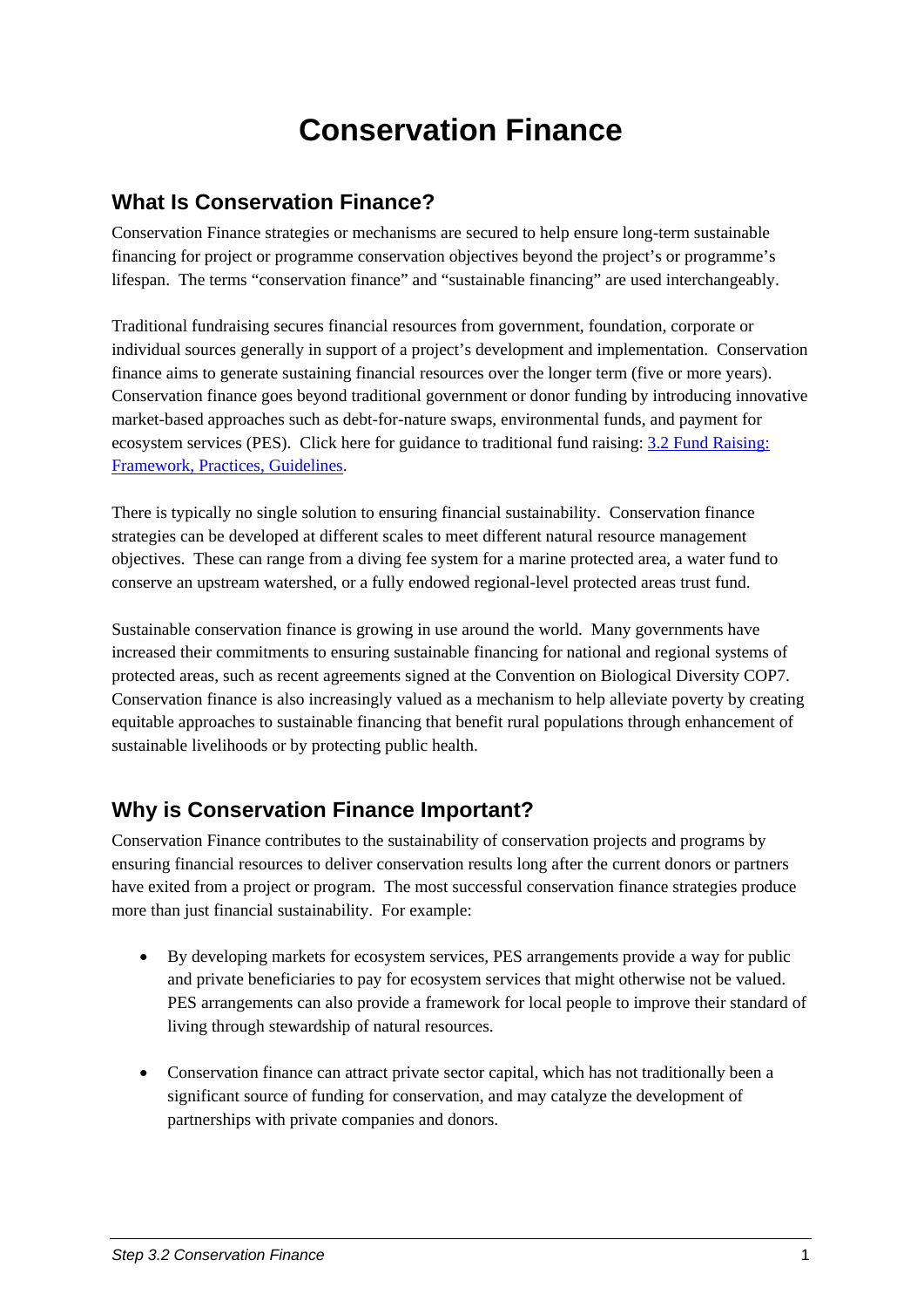# Conservation Finance

## What Is Conservation Finance?

Conservation Finance strategies or mechanisms are secured to help ensure long-term sustainable financing for project or programme conservation objectives beyond the project's or programme's lifespan. The terms "conservation finance" and "sustainable financing" are used interchangeably.

Traditional fundraising secures financial resources from government, foundation, corporate or individual sources generally in support of a project's development and implementation. Conservation finance aims to generate sustaining financial resources over the longer term (five or more years). Conservation finance goes beyond traditional government or donor funding by introducing innovative market-based approaches such as debt-for-nature swaps, environmental funds, and payment for ecosystem services (PES). Click here for guidance to traditional fund raising: [3.2 Fund Raising: Framework, Practices, Guidelines](#).

There is typically no single solution to ensuring financial sustainability. Conservation finance strategies can be developed at different scales to meet different natural resource management objectives. These can range from a diving fee system for a marine protected area, a water fund to conserve an upstream watershed, or a fully endowed regional-level protected areas trust fund.

Sustainable conservation finance is growing in use around the world. Many governments have increased their commitments to ensuring sustainable financing for national and regional systems of protected areas, such as recent agreements signed at the Convention on Biological Diversity COP7. Conservation finance is also increasingly valued as a mechanism to help alleviate poverty by creating equitable approaches to sustainable financing that benefit rural populations through enhancement of sustainable livelihoods or by protecting public health.

## Why is Conservation Finance Important?

Conservation Finance contributes to the sustainability of conservation projects and programs by ensuring financial resources to deliver conservation results long after the current donors or partners have exited from a project or program. The most successful conservation finance strategies produce more than just financial sustainability. For example:

- By developing markets for ecosystem services, PES arrangements provide a way for public and private beneficiaries to pay for ecosystem services that might otherwise not be valued. PES arrangements can also provide a framework for local people to improve their standard of living through stewardship of natural resources.

- Conservation finance can attract private sector capital, which has not traditionally been a significant source of funding for conservation, and may catalyze the development of partnerships with private companies and donors.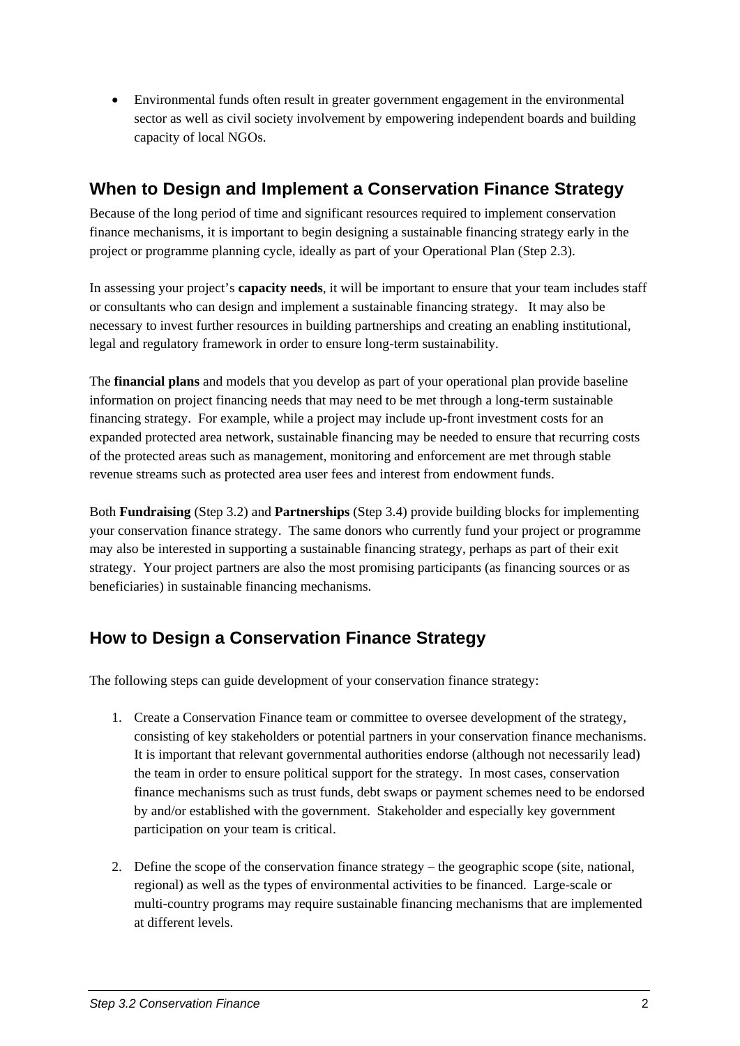- Environmental funds often result in greater government engagement in the environmental sector as well as civil society involvement by empowering independent boards and building capacity of local NGOs.

## When to Design and Implement a Conservation Finance Strategy

Because of the long period of time and significant resources required to implement conservation finance mechanisms, it is important to begin designing a sustainable financing strategy early in the project or programme planning cycle, ideally as part of your Operational Plan (Step 2.3).

In assessing your project's **capacity needs**, it will be important to ensure that your team includes staff or consultants who can design and implement a sustainable financing strategy. It may also be necessary to invest further resources in building partnerships and creating an enabling institutional, legal and regulatory framework in order to ensure long-term sustainability.

The **financial plans** and models that you develop as part of your operational plan provide baseline information on project financing needs that may need to be met through a long-term sustainable financing strategy. For example, while a project may include up-front investment costs for an expanded protected area network, sustainable financing may be needed to ensure that recurring costs of the protected areas such as management, monitoring and enforcement are met through stable revenue streams such as protected area user fees and interest from endowment funds.

Both **Fundraising** (Step 3.2) and **Partnerships** (Step 3.4) provide building blocks for implementing your conservation finance strategy. The same donors who currently fund your project or programme may also be interested in supporting a sustainable financing strategy, perhaps as part of their exit strategy. Your project partners are also the most promising participants (as financing sources or as beneficiaries) in sustainable financing mechanisms.

## How to Design a Conservation Finance Strategy

The following steps can guide development of your conservation finance strategy:

1. Create a Conservation Finance team or committee to oversee development of the strategy, consisting of key stakeholders or potential partners in your conservation finance mechanisms. It is important that relevant governmental authorities endorse (although not necessarily lead) the team in order to ensure political support for the strategy. In most cases, conservation finance mechanisms such as trust funds, debt swaps or payment schemes need to be endorsed by and/or established with the government. Stakeholder and especially key government participation on your team is critical.

2. Define the scope of the conservation finance strategy – the geographic scope (site, national, regional) as well as the types of environmental activities to be financed. Large-scale or multi-country programs may require sustainable financing mechanisms that are implemented at different levels.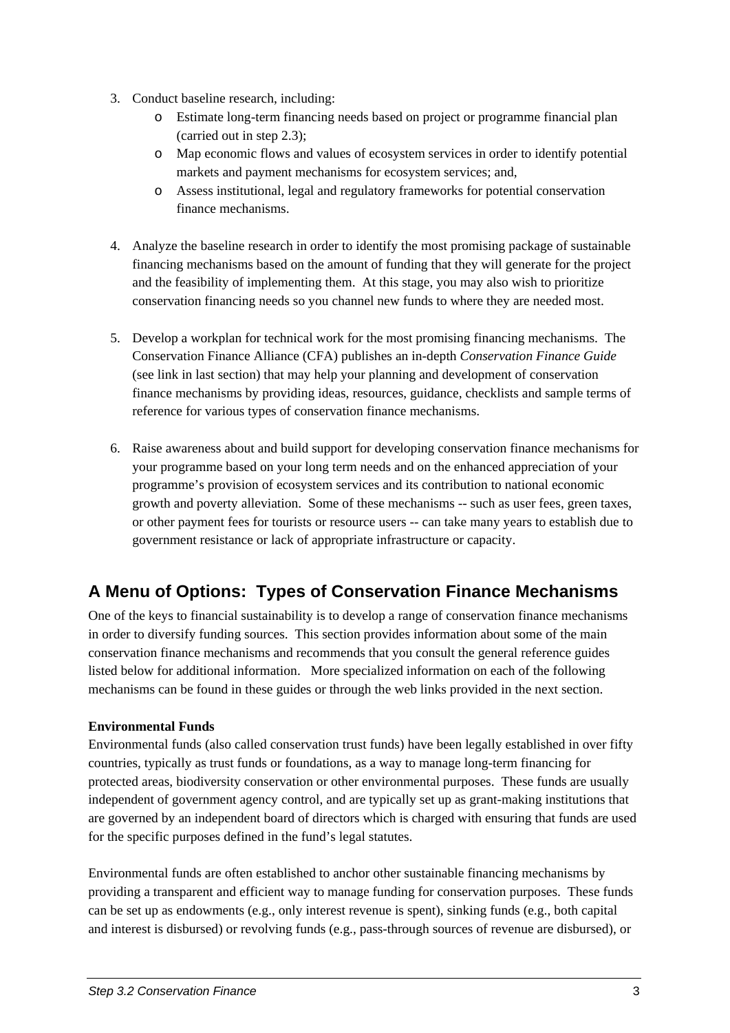3. Conduct baseline research, including:
    - Estimate long-term financing needs based on project or programme financial plan (carried out in step 2.3);
    - Map economic flows and values of ecosystem services in order to identify potential markets and payment mechanisms for ecosystem services; and,
    - Assess institutional, legal and regulatory frameworks for potential conservation finance mechanisms.

4. Analyze the baseline research in order to identify the most promising package of sustainable financing mechanisms based on the amount of funding that they will generate for the project and the feasibility of implementing them. At this stage, you may also wish to prioritize conservation financing needs so you channel new funds to where they are needed most.

5. Develop a workplan for technical work for the most promising financing mechanisms. The Conservation Finance Alliance (CFA) publishes an in-depth *Conservation Finance Guide* (see link in last section) that may help your planning and development of conservation finance mechanisms by providing ideas, resources, guidance, checklists and sample terms of reference for various types of conservation finance mechanisms.

6. Raise awareness about and build support for developing conservation finance mechanisms for your programme based on your long term needs and on the enhanced appreciation of your programme's provision of ecosystem services and its contribution to national economic growth and poverty alleviation. Some of these mechanisms -- such as user fees, green taxes, or other payment fees for tourists or resource users -- can take many years to establish due to government resistance or lack of appropriate infrastructure or capacity.

## A Menu of Options: Types of Conservation Finance Mechanisms

One of the keys to financial sustainability is to develop a range of conservation finance mechanisms in order to diversify funding sources. This section provides information about some of the main conservation finance mechanisms and recommends that you consult the general reference guides listed below for additional information. More specialized information on each of the following mechanisms can be found in these guides or through the web links provided in the next section.

**Environmental Funds**

Environmental funds (also called conservation trust funds) have been legally established in over fifty countries, typically as trust funds or foundations, as a way to manage long-term financing for protected areas, biodiversity conservation or other environmental purposes. These funds are usually independent of government agency control, and are typically set up as grant-making institutions that are governed by an independent board of directors which is charged with ensuring that funds are used for the specific purposes defined in the fund's legal statutes.

Environmental funds are often established to anchor other sustainable financing mechanisms by providing a transparent and efficient way to manage funding for conservation purposes. These funds can be set up as endowments (e.g., only interest revenue is spent), sinking funds (e.g., both capital and interest is disbursed) or revolving funds (e.g., pass-through sources of revenue are disbursed), or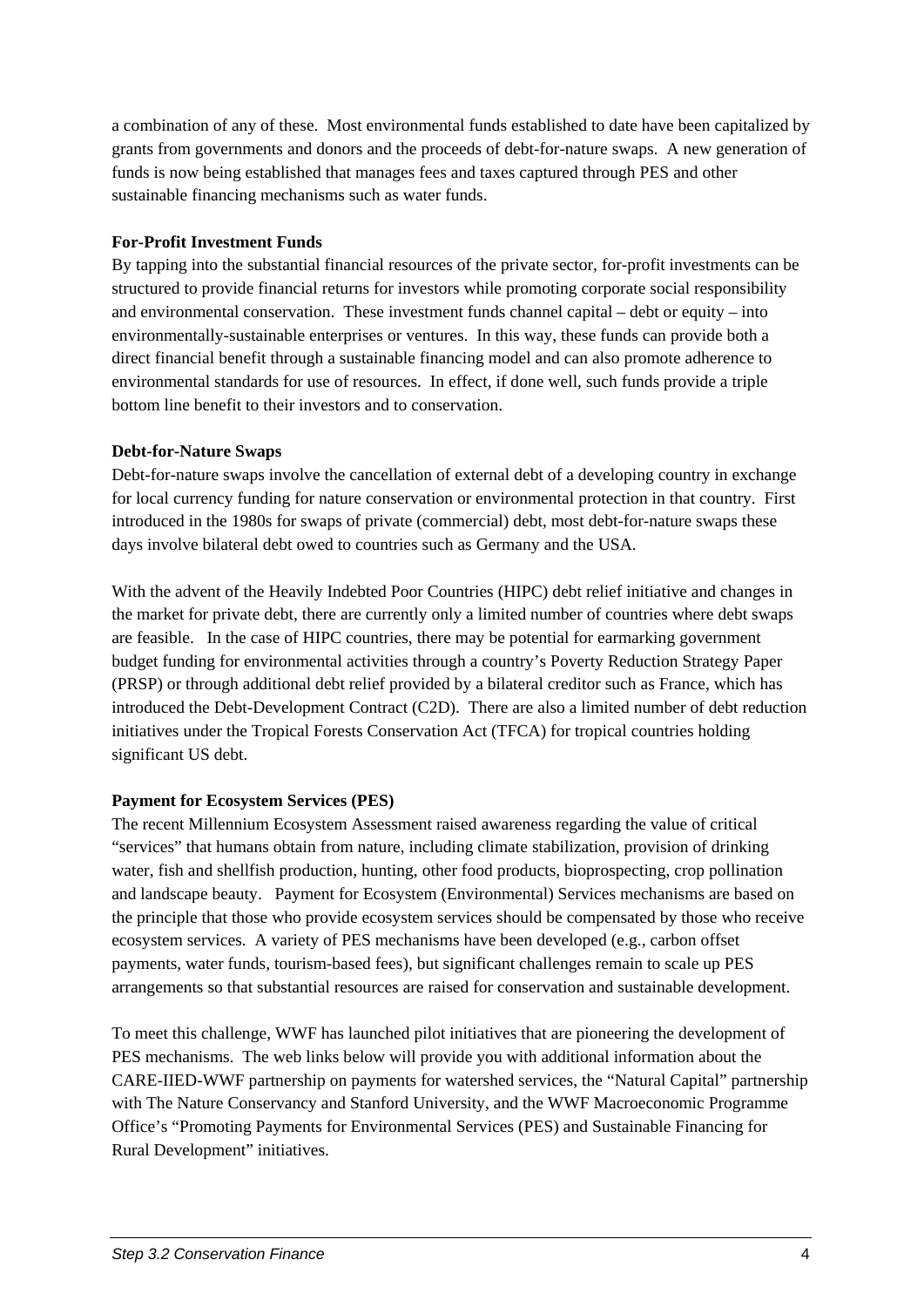a combination of any of these. Most environmental funds established to date have been capitalized by grants from governments and donors and the proceeds of debt-for-nature swaps. A new generation of funds is now being established that manages fees and taxes captured through PES and other sustainable financing mechanisms such as water funds.

**For-Profit Investment Funds**

By tapping into the substantial financial resources of the private sector, for-profit investments can be structured to provide financial returns for investors while promoting corporate social responsibility and environmental conservation. These investment funds channel capital – debt or equity – into environmentally-sustainable enterprises or ventures. In this way, these funds can provide both a direct financial benefit through a sustainable financing model and can also promote adherence to environmental standards for use of resources. In effect, if done well, such funds provide a triple bottom line benefit to their investors and to conservation.

**Debt-for-Nature Swaps**

Debt-for-nature swaps involve the cancellation of external debt of a developing country in exchange for local currency funding for nature conservation or environmental protection in that country. First introduced in the 1980s for swaps of private (commercial) debt, most debt-for-nature swaps these days involve bilateral debt owed to countries such as Germany and the USA.

With the advent of the Heavily Indebted Poor Countries (HIPC) debt relief initiative and changes in the market for private debt, there are currently only a limited number of countries where debt swaps are feasible. In the case of HIPC countries, there may be potential for earmarking government budget funding for environmental activities through a country's Poverty Reduction Strategy Paper (PRSP) or through additional debt relief provided by a bilateral creditor such as France, which has introduced the Debt-Development Contract (C2D). There are also a limited number of debt reduction initiatives under the Tropical Forests Conservation Act (TFCA) for tropical countries holding significant US debt.

**Payment for Ecosystem Services (PES)**

The recent Millennium Ecosystem Assessment raised awareness regarding the value of critical "services" that humans obtain from nature, including climate stabilization, provision of drinking water, fish and shellfish production, hunting, other food products, bioprospecting, crop pollination and landscape beauty. Payment for Ecosystem (Environmental) Services mechanisms are based on the principle that those who provide ecosystem services should be compensated by those who receive ecosystem services. A variety of PES mechanisms have been developed (e.g., carbon offset payments, water funds, tourism-based fees), but significant challenges remain to scale up PES arrangements so that substantial resources are raised for conservation and sustainable development.

To meet this challenge, WWF has launched pilot initiatives that are pioneering the development of PES mechanisms. The web links below will provide you with additional information about the CARE-IIED-WWF partnership on payments for watershed services, the "Natural Capital" partnership with The Nature Conservancy and Stanford University, and the WWF Macroeconomic Programme Office's "Promoting Payments for Environmental Services (PES) and Sustainable Financing for Rural Development" initiatives.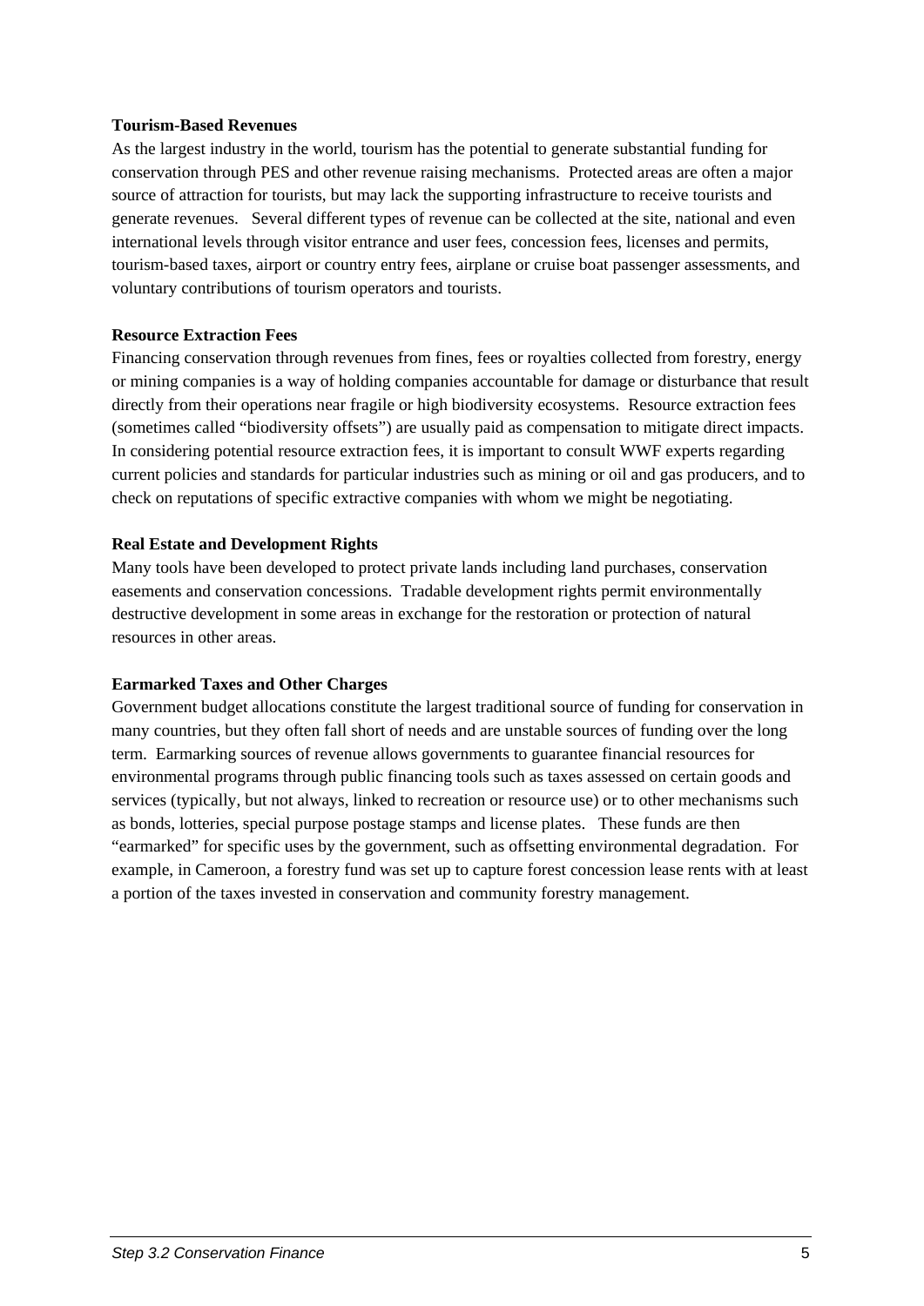**Tourism-Based Revenues**

As the largest industry in the world, tourism has the potential to generate substantial funding for conservation through PES and other revenue raising mechanisms. Protected areas are often a major source of attraction for tourists, but may lack the supporting infrastructure to receive tourists and generate revenues. Several different types of revenue can be collected at the site, national and even international levels through visitor entrance and user fees, concession fees, licenses and permits, tourism-based taxes, airport or country entry fees, airplane or cruise boat passenger assessments, and voluntary contributions of tourism operators and tourists.

**Resource Extraction Fees**

Financing conservation through revenues from fines, fees or royalties collected from forestry, energy or mining companies is a way of holding companies accountable for damage or disturbance that result directly from their operations near fragile or high biodiversity ecosystems. Resource extraction fees (sometimes called "biodiversity offsets") are usually paid as compensation to mitigate direct impacts. In considering potential resource extraction fees, it is important to consult WWF experts regarding current policies and standards for particular industries such as mining or oil and gas producers, and to check on reputations of specific extractive companies with whom we might be negotiating.

**Real Estate and Development Rights**

Many tools have been developed to protect private lands including land purchases, conservation easements and conservation concessions. Tradable development rights permit environmentally destructive development in some areas in exchange for the restoration or protection of natural resources in other areas.

**Earmarked Taxes and Other Charges**

Government budget allocations constitute the largest traditional source of funding for conservation in many countries, but they often fall short of needs and are unstable sources of funding over the long term. Earmarking sources of revenue allows governments to guarantee financial resources for environmental programs through public financing tools such as taxes assessed on certain goods and services (typically, but not always, linked to recreation or resource use) or to other mechanisms such as bonds, lotteries, special purpose postage stamps and license plates. These funds are then "earmarked" for specific uses by the government, such as offsetting environmental degradation. For example, in Cameroon, a forestry fund was set up to capture forest concession lease rents with at least a portion of the taxes invested in conservation and community forestry management.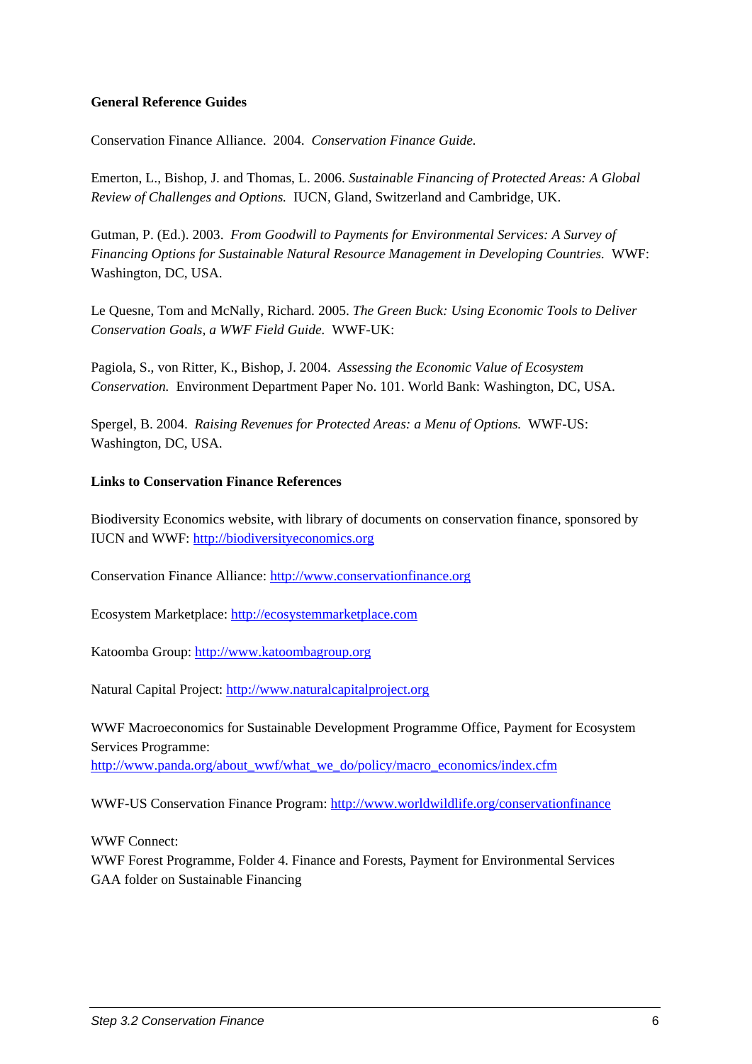**General Reference Guides**

Conservation Finance Alliance. 2004. *Conservation Finance Guide.*

Emerton, L., Bishop, J. and Thomas, L. 2006. *Sustainable Financing of Protected Areas: A Global Review of Challenges and Options.* IUCN, Gland, Switzerland and Cambridge, UK.

Gutman, P. (Ed.). 2003. *From Goodwill to Payments for Environmental Services: A Survey of Financing Options for Sustainable Natural Resource Management in Developing Countries.* WWF: Washington, DC, USA.

Le Quesne, Tom and McNally, Richard. 2005. *The Green Buck: Using Economic Tools to Deliver Conservation Goals, a WWF Field Guide.* WWF-UK:

Pagiola, S., von Ritter, K., Bishop, J. 2004. *Assessing the Economic Value of Ecosystem Conservation.* Environment Department Paper No. 101. World Bank: Washington, DC, USA.

Spergel, B. 2004. *Raising Revenues for Protected Areas: a Menu of Options.* WWF-US: Washington, DC, USA.

**Links to Conservation Finance References**

Biodiversity Economics website, with library of documents on conservation finance, sponsored by IUCN and WWF: http://biodiversityeconomics.org

Conservation Finance Alliance: http://www.conservationfinance.org

Ecosystem Marketplace: http://ecosystemmarketplace.com

Katoomba Group: http://www.katoombagroup.org

Natural Capital Project: http://www.naturalcapitalproject.org

WWF Macroeconomics for Sustainable Development Programme Office, Payment for Ecosystem Services Programme:
http://www.panda.org/about_wwf/what_we_do/policy/macro_economics/index.cfm

WWF-US Conservation Finance Program: http://www.worldwildlife.org/conservationfinance

WWF Connect:
WWF Forest Programme, Folder 4. Finance and Forests, Payment for Environmental Services
GAA folder on Sustainable Financing